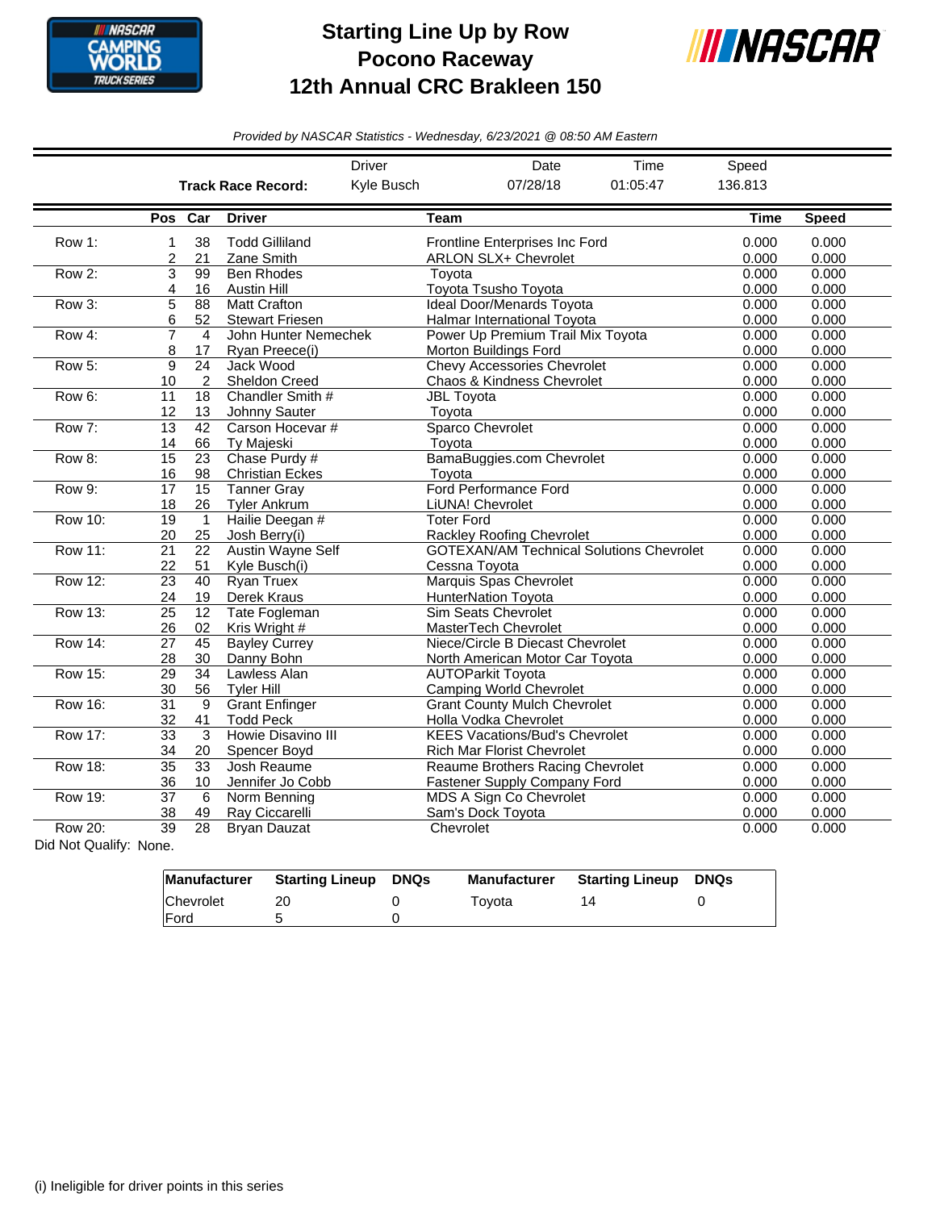# Starting Line Up by Row
## Pocono Raceway
## 12th Annual CRC Brakleen 150

*Provided by NASCAR Statistics - Wednesday, 6/23/2021 @ 08:50 AM Eastern*

| | Driver | Date | Time | Speed |
|---|---|---|---|---|
| **Track Race Record:** | Kyle Busch | 07/28/18 | 01:05:47 | 136.813 |

| | Pos | Car | Driver | Team | Time | Speed |
|---|---|---|---|---|---|---|
| Row 1: | 1 | 38 | Todd Gilliland | Frontline Enterprises Inc Ford | 0.000 | 0.000 |
| | 2 | 21 | Zane Smith | ARLON SLX+ Chevrolet | 0.000 | 0.000 |
| Row 2: | 3 | 99 | Ben Rhodes | Toyota | 0.000 | 0.000 |
| | 4 | 16 | Austin Hill | Toyota Tsusho Toyota | 0.000 | 0.000 |
| Row 3: | 5 | 88 | Matt Crafton | Ideal Door/Menards Toyota | 0.000 | 0.000 |
| | 6 | 52 | Stewart Friesen | Halmar International Toyota | 0.000 | 0.000 |
| Row 4: | 7 | 4 | John Hunter Nemechek | Power Up Premium Trail Mix Toyota | 0.000 | 0.000 |
| | 8 | 17 | Ryan Preece(i) | Morton Buildings Ford | 0.000 | 0.000 |
| Row 5: | 9 | 24 | Jack Wood | Chevy Accessories Chevrolet | 0.000 | 0.000 |
| | 10 | 2 | Sheldon Creed | Chaos & Kindness Chevrolet | 0.000 | 0.000 |
| Row 6: | 11 | 18 | Chandler Smith # | JBL Toyota | 0.000 | 0.000 |
| | 12 | 13 | Johnny Sauter | Toyota | 0.000 | 0.000 |
| Row 7: | 13 | 42 | Carson Hocevar # | Sparco Chevrolet | 0.000 | 0.000 |
| | 14 | 66 | Ty Majeski | Toyota | 0.000 | 0.000 |
| Row 8: | 15 | 23 | Chase Purdy # | BamaBuggies.com Chevrolet | 0.000 | 0.000 |
| | 16 | 98 | Christian Eckes | Toyota | 0.000 | 0.000 |
| Row 9: | 17 | 15 | Tanner Gray | Ford Performance Ford | 0.000 | 0.000 |
| | 18 | 26 | Tyler Ankrum | LiUNA! Chevrolet | 0.000 | 0.000 |
| Row 10: | 19 | 1 | Hailie Deegan # | Toter Ford | 0.000 | 0.000 |
| | 20 | 25 | Josh Berry(i) | Rackley Roofing Chevrolet | 0.000 | 0.000 |
| Row 11: | 21 | 22 | Austin Wayne Self | GOTEXAN/AM Technical Solutions Chevrolet | 0.000 | 0.000 |
| | 22 | 51 | Kyle Busch(i) | Cessna Toyota | 0.000 | 0.000 |
| Row 12: | 23 | 40 | Ryan Truex | Marquis Spas Chevrolet | 0.000 | 0.000 |
| | 24 | 19 | Derek Kraus | HunterNation Toyota | 0.000 | 0.000 |
| Row 13: | 25 | 12 | Tate Fogleman | Sim Seats Chevrolet | 0.000 | 0.000 |
| | 26 | 02 | Kris Wright # | MasterTech Chevrolet | 0.000 | 0.000 |
| Row 14: | 27 | 45 | Bayley Currey | Niece/Circle B Diecast Chevrolet | 0.000 | 0.000 |
| | 28 | 30 | Danny Bohn | North American Motor Car Toyota | 0.000 | 0.000 |
| Row 15: | 29 | 34 | Lawless Alan | AUTOParkit Toyota | 0.000 | 0.000 |
| | 30 | 56 | Tyler Hill | Camping World Chevrolet | 0.000 | 0.000 |
| Row 16: | 31 | 9 | Grant Enfinger | Grant County Mulch Chevrolet | 0.000 | 0.000 |
| | 32 | 41 | Todd Peck | Holla Vodka Chevrolet | 0.000 | 0.000 |
| Row 17: | 33 | 3 | Howie Disavino III | KEES Vacations/Bud's Chevrolet | 0.000 | 0.000 |
| | 34 | 20 | Spencer Boyd | Rich Mar Florist Chevrolet | 0.000 | 0.000 |
| Row 18: | 35 | 33 | Josh Reaume | Reaume Brothers Racing Chevrolet | 0.000 | 0.000 |
| | 36 | 10 | Jennifer Jo Cobb | Fastener Supply Company Ford | 0.000 | 0.000 |
| Row 19: | 37 | 6 | Norm Benning | MDS A Sign Co Chevrolet | 0.000 | 0.000 |
| | 38 | 49 | Ray Ciccarelli | Sam's Dock Toyota | 0.000 | 0.000 |
| Row 20: | 39 | 28 | Bryan Dauzat | Chevrolet | 0.000 | 0.000 |

Did Not Qualify: None.

| Manufacturer | Starting Lineup | DNQs | Manufacturer | Starting Lineup | DNQs |
|---|---|---|---|---|---|
| Chevrolet | 20 | 0 | Toyota | 14 | 0 |
| Ford | 5 | 0 | | | |

(i) Ineligible for driver points in this series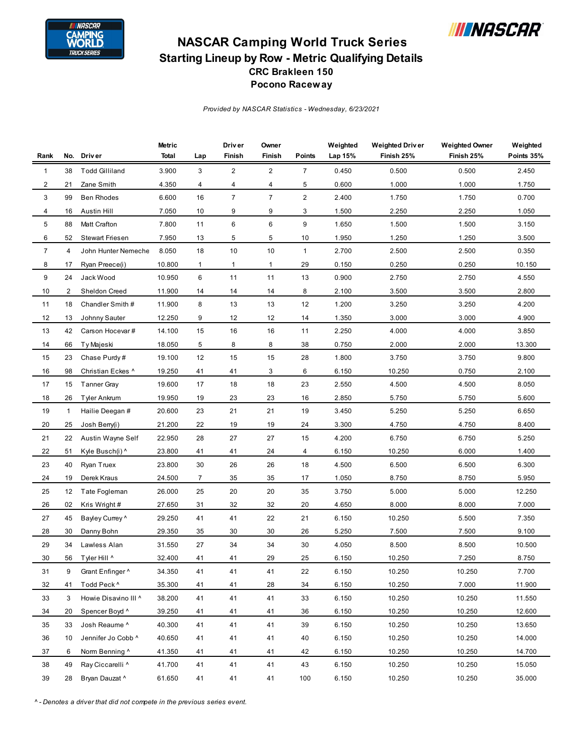# NASCAR Camping World Truck Series

## Starting Lineup by Row - Metric Qualifying Details

### CRC Brakleen 150

### Pocono Raceway

*Provided by NASCAR Statistics - Wednesday, 6/23/2021*

| Rank | No. | Driver | Metric Total | Lap | Driver Finish | Owner Finish | Points | Weighted Lap 15% | Weighted Driver Finish 25% | Weighted Owner Finish 25% | Weighted Points 35% |
|---|---|---|---|---|---|---|---|---|---|---|---|
| 1 | 38 | Todd Gilliland | 3.900 | 3 | 2 | 2 | 7 | 0.450 | 0.500 | 0.500 | 2.450 |
| 2 | 21 | Zane Smith | 4.350 | 4 | 4 | 4 | 5 | 0.600 | 1.000 | 1.000 | 1.750 |
| 3 | 99 | Ben Rhodes | 6.600 | 16 | 7 | 7 | 2 | 2.400 | 1.750 | 1.750 | 0.700 |
| 4 | 16 | Austin Hill | 7.050 | 10 | 9 | 9 | 3 | 1.500 | 2.250 | 2.250 | 1.050 |
| 5 | 88 | Matt Crafton | 7.800 | 11 | 6 | 6 | 9 | 1.650 | 1.500 | 1.500 | 3.150 |
| 6 | 52 | Stewart Friesen | 7.950 | 13 | 5 | 5 | 10 | 1.950 | 1.250 | 1.250 | 3.500 |
| 7 | 4 | John Hunter Nemeche | 8.050 | 18 | 10 | 10 | 1 | 2.700 | 2.500 | 2.500 | 0.350 |
| 8 | 17 | Ryan Preece(i) | 10.800 | 1 | 1 | 1 | 29 | 0.150 | 0.250 | 0.250 | 10.150 |
| 9 | 24 | Jack Wood | 10.950 | 6 | 11 | 11 | 13 | 0.900 | 2.750 | 2.750 | 4.550 |
| 10 | 2 | Sheldon Creed | 11.900 | 14 | 14 | 14 | 8 | 2.100 | 3.500 | 3.500 | 2.800 |
| 11 | 18 | Chandler Smith # | 11.900 | 8 | 13 | 13 | 12 | 1.200 | 3.250 | 3.250 | 4.200 |
| 12 | 13 | Johnny Sauter | 12.250 | 9 | 12 | 12 | 14 | 1.350 | 3.000 | 3.000 | 4.900 |
| 13 | 42 | Carson Hocevar # | 14.100 | 15 | 16 | 16 | 11 | 2.250 | 4.000 | 4.000 | 3.850 |
| 14 | 66 | Ty Majeski | 18.050 | 5 | 8 | 8 | 38 | 0.750 | 2.000 | 2.000 | 13.300 |
| 15 | 23 | Chase Purdy # | 19.100 | 12 | 15 | 15 | 28 | 1.800 | 3.750 | 3.750 | 9.800 |
| 16 | 98 | Christian Eckes ^ | 19.250 | 41 | 41 | 3 | 6 | 6.150 | 10.250 | 0.750 | 2.100 |
| 17 | 15 | Tanner Gray | 19.600 | 17 | 18 | 18 | 23 | 2.550 | 4.500 | 4.500 | 8.050 |
| 18 | 26 | Tyler Ankrum | 19.950 | 19 | 23 | 23 | 16 | 2.850 | 5.750 | 5.750 | 5.600 |
| 19 | 1 | Hailie Deegan # | 20.600 | 23 | 21 | 21 | 19 | 3.450 | 5.250 | 5.250 | 6.650 |
| 20 | 25 | Josh Berry(i) | 21.200 | 22 | 19 | 19 | 24 | 3.300 | 4.750 | 4.750 | 8.400 |
| 21 | 22 | Austin Wayne Self | 22.950 | 28 | 27 | 27 | 15 | 4.200 | 6.750 | 6.750 | 5.250 |
| 22 | 51 | Kyle Busch(i) ^ | 23.800 | 41 | 41 | 24 | 4 | 6.150 | 10.250 | 6.000 | 1.400 |
| 23 | 40 | Ryan Truex | 23.800 | 30 | 26 | 26 | 18 | 4.500 | 6.500 | 6.500 | 6.300 |
| 24 | 19 | Derek Kraus | 24.500 | 7 | 35 | 35 | 17 | 1.050 | 8.750 | 8.750 | 5.950 |
| 25 | 12 | Tate Fogleman | 26.000 | 25 | 20 | 20 | 35 | 3.750 | 5.000 | 5.000 | 12.250 |
| 26 | 02 | Kris Wright # | 27.650 | 31 | 32 | 32 | 20 | 4.650 | 8.000 | 8.000 | 7.000 |
| 27 | 45 | Bayley Currey ^ | 29.250 | 41 | 41 | 22 | 21 | 6.150 | 10.250 | 5.500 | 7.350 |
| 28 | 30 | Danny Bohn | 29.350 | 35 | 30 | 30 | 26 | 5.250 | 7.500 | 7.500 | 9.100 |
| 29 | 34 | Lawless Alan | 31.550 | 27 | 34 | 34 | 30 | 4.050 | 8.500 | 8.500 | 10.500 |
| 30 | 56 | Tyler Hill ^ | 32.400 | 41 | 41 | 29 | 25 | 6.150 | 10.250 | 7.250 | 8.750 |
| 31 | 9 | Grant Enfinger ^ | 34.350 | 41 | 41 | 41 | 22 | 6.150 | 10.250 | 10.250 | 7.700 |
| 32 | 41 | Todd Peck ^ | 35.300 | 41 | 41 | 28 | 34 | 6.150 | 10.250 | 7.000 | 11.900 |
| 33 | 3 | Howie Disavino III ^ | 38.200 | 41 | 41 | 41 | 33 | 6.150 | 10.250 | 10.250 | 11.550 |
| 34 | 20 | Spencer Boyd ^ | 39.250 | 41 | 41 | 41 | 36 | 6.150 | 10.250 | 10.250 | 12.600 |
| 35 | 33 | Josh Reaume ^ | 40.300 | 41 | 41 | 41 | 39 | 6.150 | 10.250 | 10.250 | 13.650 |
| 36 | 10 | Jennifer Jo Cobb ^ | 40.650 | 41 | 41 | 41 | 40 | 6.150 | 10.250 | 10.250 | 14.000 |
| 37 | 6 | Norm Benning ^ | 41.350 | 41 | 41 | 41 | 42 | 6.150 | 10.250 | 10.250 | 14.700 |
| 38 | 49 | Ray Ciccarelli ^ | 41.700 | 41 | 41 | 41 | 43 | 6.150 | 10.250 | 10.250 | 15.050 |
| 39 | 28 | Bryan Dauzat ^ | 61.650 | 41 | 41 | 41 | 100 | 6.150 | 10.250 | 10.250 | 35.000 |

*^ - Denotes a driver that did not compete in the previous series event.*